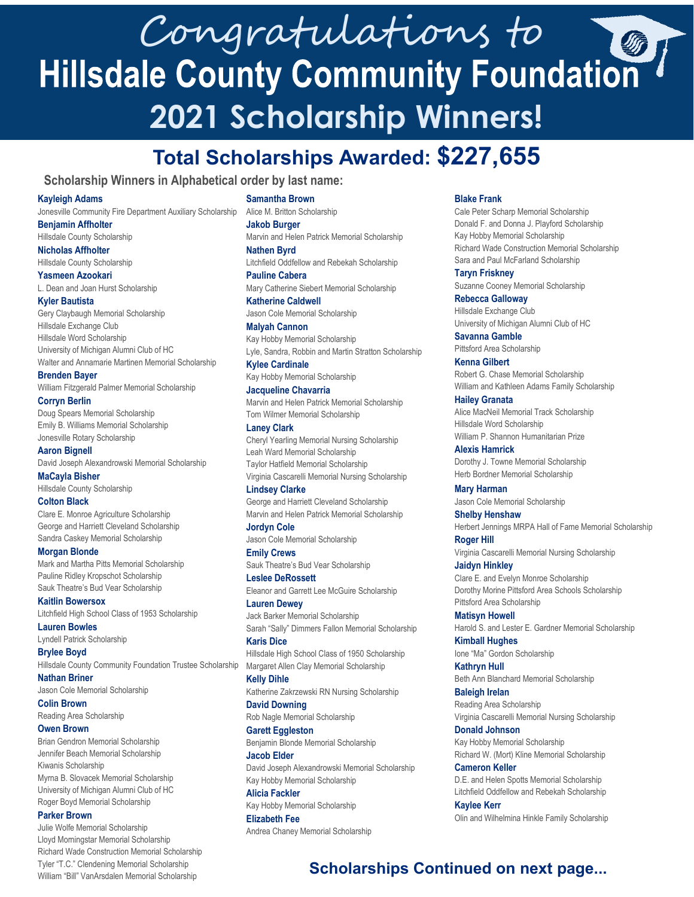# Congratulations to Hillsdale County Community Foundation 2021 Scholarship Winners!

## Total Scholarships Awarded: $227,655

### Scholarship Winners in Alphabetical order by last name:

**Kayleigh Adams**
Jonesville Community Fire Department Auxiliary Scholarship

**Benjamin Affholter**
Hillsdale County Scholarship

**Nicholas Affholter**
Hillsdale County Scholarship

**Yasmeen Azookari**
L. Dean and Joan Hurst Scholarship

**Kyler Bautista**
Gery Claybaugh Memorial Scholarship
Hillsdale Exchange Club
Hillsdale Word Scholarship
University of Michigan Alumni Club of HC
Walter and Annamarie Martinen Memorial Scholarship

**Brenden Bayer**
William Fitzgerald Palmer Memorial Scholarship

**Corryn Berlin**
Doug Spears Memorial Scholarship
Emily B. Williams Memorial Scholarship
Jonesville Rotary Scholarship

**Aaron Bignell**
David Joseph Alexandrowski Memorial Scholarship

**MaCayla Bisher**
Hillsdale County Scholarship

**Colton Black**
Clare E. Monroe Agriculture Scholarship
George and Harriett Cleveland Scholarship
Sandra Caskey Memorial Scholarship

**Morgan Blonde**
Mark and Martha Pitts Memorial Scholarship
Pauline Ridley Kropschot Scholarship
Sauk Theatre's Bud Vear Scholarship

**Kaitlin Bowersox**
Litchfield High School Class of 1953 Scholarship

**Lauren Bowles**
Lyndell Patrick Scholarship

**Brylee Boyd**
Hillsdale County Community Foundation Trustee Scholarship

**Nathan Briner**
Jason Cole Memorial Scholarship

**Colin Brown**
Reading Area Scholarship

**Owen Brown**
Brian Gendron Memorial Scholarship
Jennifer Beach Memorial Scholarship
Kiwanis Scholarship
Myrna B. Slovacek Memorial Scholarship
University of Michigan Alumni Club of HC
Roger Boyd Memorial Scholarship

**Parker Brown**
Julie Wolfe Memorial Scholarship
Lloyd Morningstar Memorial Scholarship
Richard Wade Construction Memorial Scholarship
Tyler "T.C." Clendening Memorial Scholarship
William "Bill" VanArsdalen Memorial Scholarship

**Samantha Brown**
Alice M. Britton Scholarship

**Jakob Burger**
Marvin and Helen Patrick Memorial Scholarship

**Nathen Byrd**
Litchfield Oddfellow and Rebekah Scholarship

**Pauline Cabera**
Mary Catherine Siebert Memorial Scholarship

**Katherine Caldwell**
Jason Cole Memorial Scholarship

**Malyah Cannon**
Kay Hobby Memorial Scholarship
Lyle, Sandra, Robbin and Martin Stratton Scholarship

**Kylee Cardinale**
Kay Hobby Memorial Scholarship

**Jacqueline Chavarria**
Marvin and Helen Patrick Memorial Scholarship
Tom Wilmer Memorial Scholarship

**Laney Clark**
Cheryl Yearling Memorial Nursing Scholarship
Leah Ward Memorial Scholarship
Taylor Hatfield Memorial Scholarship
Virginia Cascarelli Memorial Nursing Scholarship

**Lindsey Clarke**
George and Harriett Cleveland Scholarship
Marvin and Helen Patrick Memorial Scholarship

**Jordyn Cole**
Jason Cole Memorial Scholarship

**Emily Crews**
Sauk Theatre's Bud Vear Scholarship

**Leslee DeRossett**
Eleanor and Garrett Lee McGuire Scholarship

**Lauren Dewey**
Jack Barker Memorial Scholarship
Sarah "Sally" Dimmers Fallon Memorial Scholarship

**Karis Dice**
Hillsdale High School Class of 1950 Scholarship
Margaret Allen Clay Memorial Scholarship

**Kelly Dihle**
Katherine Zakrzewski RN Nursing Scholarship

**David Downing**
Rob Nagle Memorial Scholarship

**Garett Eggleston**
Benjamin Blonde Memorial Scholarship

**Jacob Elder**
David Joseph Alexandrowski Memorial Scholarship
Kay Hobby Memorial Scholarship

**Alicia Fackler**
Kay Hobby Memorial Scholarship

**Elizabeth Fee**
Andrea Chaney Memorial Scholarship

**Blake Frank**
Cale Peter Scharp Memorial Scholarship
Donald F. and Donna J. Playford Scholarship
Kay Hobby Memorial Scholarship
Richard Wade Construction Memorial Scholarship
Sara and Paul McFarland Scholarship

**Taryn Friskney**
Suzanne Cooney Memorial Scholarship

**Rebecca Galloway**
Hillsdale Exchange Club
University of Michigan Alumni Club of HC

**Savanna Gamble**
Pittsford Area Scholarship

**Kenna Gilbert**
Robert G. Chase Memorial Scholarship
William and Kathleen Adams Family Scholarship

**Hailey Granata**
Alice MacNeil Memorial Track Scholarship
Hillsdale Word Scholarship
William P. Shannon Humanitarian Prize

**Alexis Hamrick**
Dorothy J. Towne Memorial Scholarship
Herb Bordner Memorial Scholarship

**Mary Harman**
Jason Cole Memorial Scholarship

**Shelby Henshaw**
Herbert Jennings MRPA Hall of Fame Memorial Scholarship

**Roger Hill**
Virginia Cascarelli Memorial Nursing Scholarship

**Jaidyn Hinkley**
Clare E. and Evelyn Monroe Scholarship
Dorothy Morine Pittsford Area Schools Scholarship
Pittsford Area Scholarship

**Matisyn Howell**
Harold S. and Lester E. Gardner Memorial Scholarship

**Kimball Hughes**
Ione "Ma" Gordon Scholarship

**Kathryn Hull**
Beth Ann Blanchard Memorial Scholarship

**Baleigh Irelan**
Reading Area Scholarship
Virginia Cascarelli Memorial Nursing Scholarship

**Donald Johnson**
Kay Hobby Memorial Scholarship
Richard W. (Mort) Kline Memorial Scholarship

**Cameron Keller**
D.E. and Helen Spotts Memorial Scholarship
Litchfield Oddfellow and Rebekah Scholarship

**Kaylee Kerr**
Olin and Wilhelmina Hinkle Family Scholarship

**Scholarships Continued on next page...**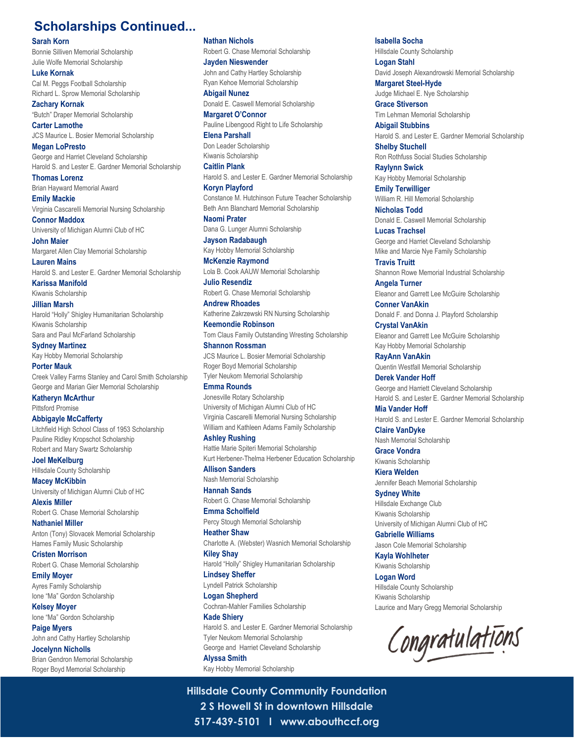# Scholarships Continued...

**Sarah Korn**
Bonnie Silliven Memorial Scholarship
Julie Wolfe Memorial Scholarship

**Luke Kornak**
Cal M. Peggs Football Scholarship
Richard L. Sprow Memorial Scholarship

**Zachary Kornak**
"Butch" Draper Memorial Scholarship

**Carter Lamothe**
JCS Maurice L. Bosier Memorial Scholarship

**Megan LoPresto**
George and Harriet Cleveland Scholarship
Harold S. and Lester E. Gardner Memorial Scholarship

**Thomas Lorenz**
Brian Hayward Memorial Award

**Emily Mackie**
Virginia Cascarelli Memorial Nursing Scholarship

**Connor Maddox**
University of Michigan Alumni Club of HC

**John Maier**
Margaret Allen Clay Memorial Scholarship

**Lauren Mains**
Harold S. and Lester E. Gardner Memorial Scholarship

**Karissa Manifold**
Kiwanis Scholarship

**Jillian Marsh**
Harold "Holly" Shigley Humanitarian Scholarship
Kiwanis Scholarship
Sara and Paul McFarland Scholarship

**Sydney Martinez**
Kay Hobby Memorial Scholarship

**Porter Mauk**
Creek Valley Farms Stanley and Carol Smith Scholarship
George and Marian Gier Memorial Scholarship

**Katheryn McArthur**
Pittsford Promise

**Abbigayle McCafferty**
Litchfield High School Class of 1953 Scholarship
Pauline Ridley Kropschot Scholarship
Robert and Mary Swartz Scholarship

**Joel MeKelburg**
Hillsdale County Scholarship

**Macey McKibbin**
University of Michigan Alumni Club of HC

**Alexis Miller**
Robert G. Chase Memorial Scholarship

**Nathaniel Miller**
Anton (Tony) Slovacek Memorial Scholarship
Hames Family Music Scholarship

**Cristen Morrison**
Robert G. Chase Memorial Scholarship

**Emily Moyer**
Ayres Family Scholarship
Ione "Ma" Gordon Scholarship

**Kelsey Moyer**
Ione "Ma" Gordon Scholarship

**Paige Myers**
John and Cathy Hartley Scholarship

**Jocelynn Nicholls**
Brian Gendron Memorial Scholarship
Roger Boyd Memorial Scholarship

**Nathan Nichols**
Robert G. Chase Memorial Scholarship

**Jayden Nieswender**
John and Cathy Hartley Scholarship
Ryan Kehoe Memorial Scholarship

**Abigail Nunez**
Donald E. Caswell Memorial Scholarship

**Margaret O'Connor**
Pauline Libengood Right to Life Scholarship

**Elena Parshall**
Don Leader Scholarship
Kiwanis Scholarship

**Caitlin Plank**
Harold S. and Lester E. Gardner Memorial Scholarship

**Koryn Playford**
Constance M. Hutchinson Future Teacher Scholarship
Beth Ann Blanchard Memorial Scholarship

**Naomi Prater**
Dana G. Lunger Alumni Scholarship

**Jayson Radabaugh**
Kay Hobby Memorial Scholarship

**McKenzie Raymond**
Lola B. Cook AAUW Memorial Scholarship

**Julio Resendiz**
Robert G. Chase Memorial Scholarship

**Andrew Rhoades**
Katherine Zakrzewski RN Nursing Scholarship

**Keemondie Robinson**
Tom Claus Family Outstanding Wresting Scholarship

**Shannon Rossman**
JCS Maurice L. Bosier Memorial Scholarship
Roger Boyd Memorial Scholarship
Tyler Neukom Memorial Scholarship

**Emma Rounds**
Jonesville Rotary Scholarship
University of Michigan Alumni Club of HC
Virginia Cascarelli Memorial Nursing Scholarship
William and Kathleen Adams Family Scholarship

**Ashley Rushing**
Hattie Marie Spiteri Memorial Scholarship
Kurt Herbener-Thelma Herbener Education Scholarship

**Allison Sanders**
Nash Memorial Scholarship

**Hannah Sands**
Robert G. Chase Memorial Scholarship

**Emma Scholfield**
Percy Stough Memorial Scholarship

**Heather Shaw**
Charlotte A. (Webster) Wasnich Memorial Scholarship

**Kiley Shay**
Harold "Holly" Shigley Humanitarian Scholarship

**Lindsey Sheffer**
Lyndell Patrick Scholarship

**Logan Shepherd**
Cochran-Mahler Families Scholarship

**Kade Shiery**
Harold S. and Lester E. Gardner Memorial Scholarship
Tyler Neukom Memorial Scholarship
George and Harriet Cleveland Scholarship

**Alyssa Smith**
Kay Hobby Memorial Scholarship

**Isabella Socha**
Hillsdale County Scholarship

**Logan Stahl**
David Joseph Alexandrowski Memorial Scholarship

**Margaret Steel-Hyde**
Judge Michael E. Nye Scholarship

**Grace Stiverson**
Tim Lehman Memorial Scholarship

**Abigail Stubbins**
Harold S. and Lester E. Gardner Memorial Scholarship

**Shelby Stuchell**
Ron Rothfuss Social Studies Scholarship

**Raylynn Swick**
Kay Hobby Memorial Scholarship

**Emily Terwilliger**
William R. Hill Memorial Scholarship

**Nicholas Todd**
Donald E. Caswell Memorial Scholarship

**Lucas Trachsel**
George and Harriet Cleveland Scholarship
Mike and Marcie Nye Family Scholarship

**Travis Truitt**
Shannon Rowe Memorial Industrial Scholarship

**Angela Turner**
Eleanor and Garrett Lee McGuire Scholarship

**Conner VanAkin**
Donald F. and Donna J. Playford Scholarship

**Crystal VanAkin**
Eleanor and Garrett Lee McGuire Scholarship
Kay Hobby Memorial Scholarship

**RayAnn VanAkin**
Quentin Westfall Memorial Scholarship

**Derek Vander Hoff**
George and Harriett Cleveland Scholarship
Harold S. and Lester E. Gardner Memorial Scholarship

**Mia Vander Hoff**
Harold S. and Lester E. Gardner Memorial Scholarship

**Claire VanDyke**
Nash Memorial Scholarship

**Grace Vondra**
Kiwanis Scholarship

**Kiera Welden**
Jennifer Beach Memorial Scholarship

**Sydney White**
Hillsdale Exchange Club
Kiwanis Scholarship
University of Michigan Alumni Club of HC

**Gabrielle Williams**
Jason Cole Memorial Scholarship

**Kayla Wohlheter**
Kiwanis Scholarship

**Logan Word**
Hillsdale County Scholarship
Kiwanis Scholarship
Laurice and Mary Gregg Memorial Scholarship

*Congratulations*

**Hillsdale County Community Foundation**
**2 S Howell St in downtown Hillsdale**
**517-439-5101 | www.abouthccf.org**